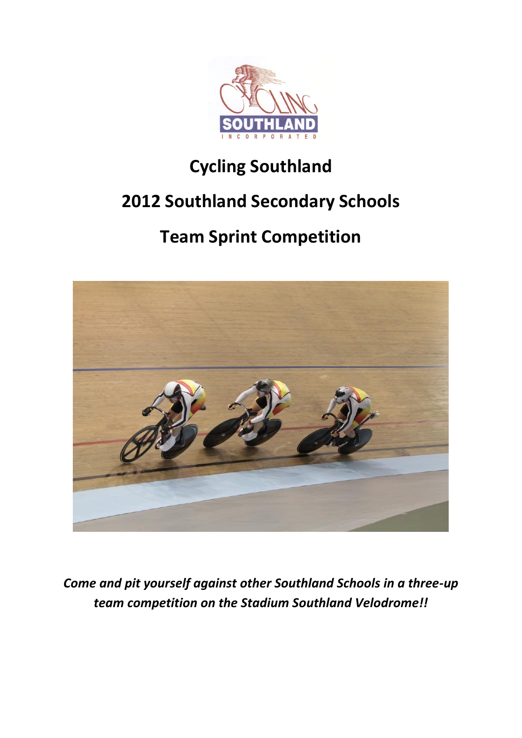# Cycling Southland

# 2012 Southland Secondary Schools

# Team Sprint Competition

***Come and pit yourself against other Southland Schools in a three-up team competition on the Stadium Southland Velodrome!!***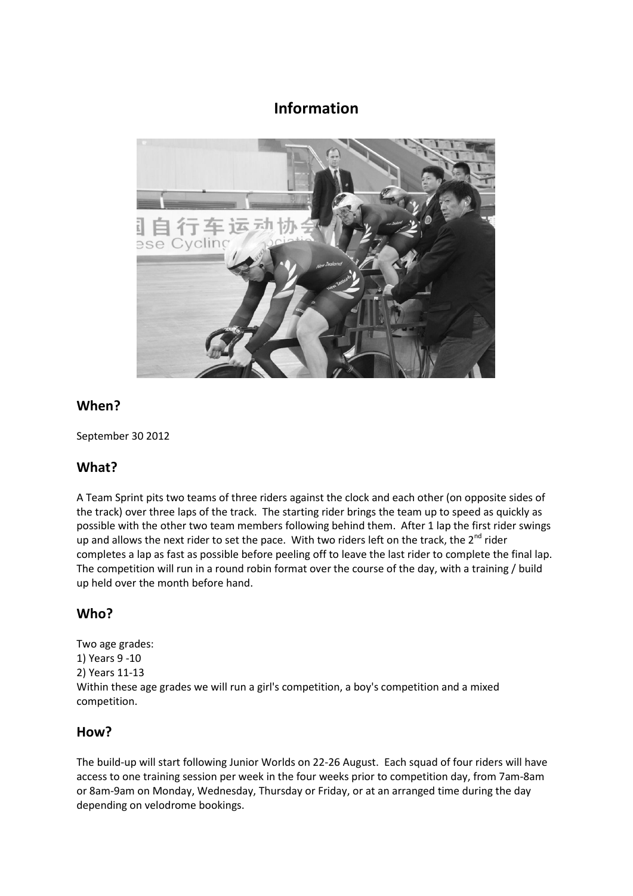# Information

## When?

September 30 2012

## What?

A Team Sprint pits two teams of three riders against the clock and each other (on opposite sides of the track) over three laps of the track. The starting rider brings the team up to speed as quickly as possible with the other two team members following behind them. After 1 lap the first rider swings up and allows the next rider to set the pace. With two riders left on the track, the 2nd rider completes a lap as fast as possible before peeling off to leave the last rider to complete the final lap. The competition will run in a round robin format over the course of the day, with a training / build up held over the month before hand.

## Who?

Two age grades:
1) Years 9 -10
2) Years 11-13
Within these age grades we will run a girl's competition, a boy's competition and a mixed competition.

## How?

The build-up will start following Junior Worlds on 22-26 August. Each squad of four riders will have access to one training session per week in the four weeks prior to competition day, from 7am-8am or 8am-9am on Monday, Wednesday, Thursday or Friday, or at an arranged time during the day depending on velodrome bookings.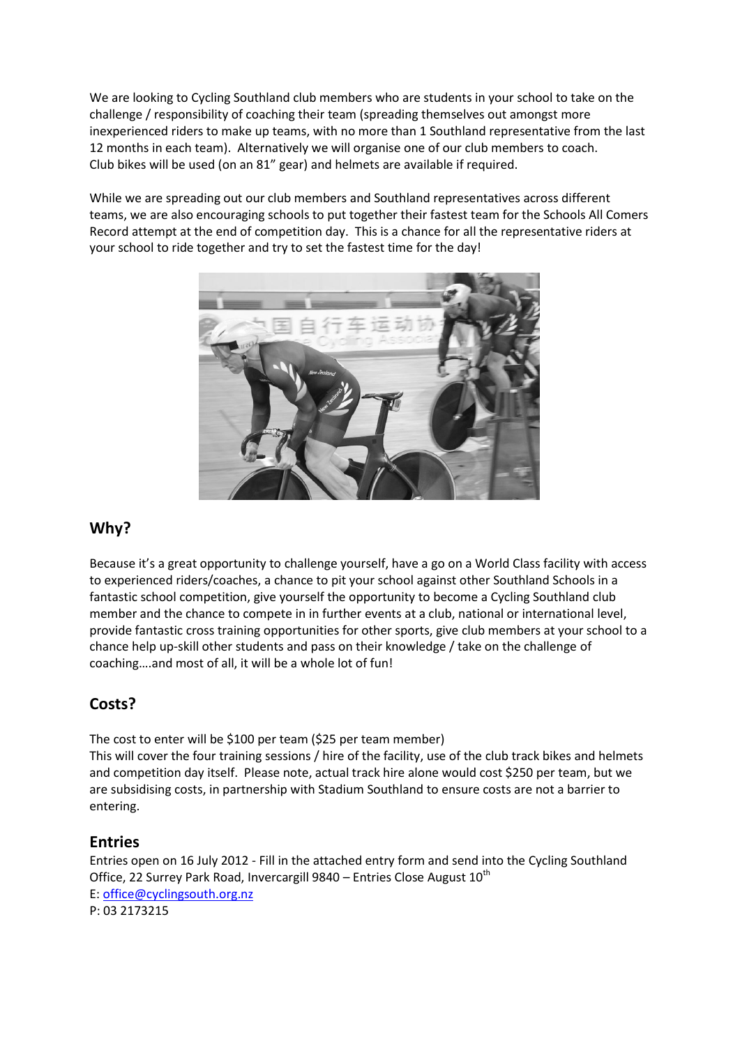We are looking to Cycling Southland club members who are students in your school to take on the challenge / responsibility of coaching their team (spreading themselves out amongst more inexperienced riders to make up teams, with no more than 1 Southland representative from the last 12 months in each team). Alternatively we will organise one of our club members to coach.
Club bikes will be used (on an 81" gear) and helmets are available if required.

While we are spreading out our club members and Southland representatives across different teams, we are also encouraging schools to put together their fastest team for the Schools All Comers Record attempt at the end of competition day. This is a chance for all the representative riders at your school to ride together and try to set the fastest time for the day!

## Why?

Because it's a great opportunity to challenge yourself, have a go on a World Class facility with access to experienced riders/coaches, a chance to pit your school against other Southland Schools in a fantastic school competition, give yourself the opportunity to become a Cycling Southland club member and the chance to compete in in further events at a club, national or international level, provide fantastic cross training opportunities for other sports, give club members at your school to a chance help up-skill other students and pass on their knowledge / take on the challenge of coaching….and most of all, it will be a whole lot of fun!

## Costs?

The cost to enter will be $100 per team ($25 per team member)
This will cover the four training sessions / hire of the facility, use of the club track bikes and helmets and competition day itself. Please note, actual track hire alone would cost $250 per team, but we are subsidising costs, in partnership with Stadium Southland to ensure costs are not a barrier to entering.

## Entries

Entries open on 16 July 2012 - Fill in the attached entry form and send into the Cycling Southland Office, 22 Surrey Park Road, Invercargill 9840 – Entries Close August 10th
E: office@cyclingsouth.org.nz
P: 03 2173215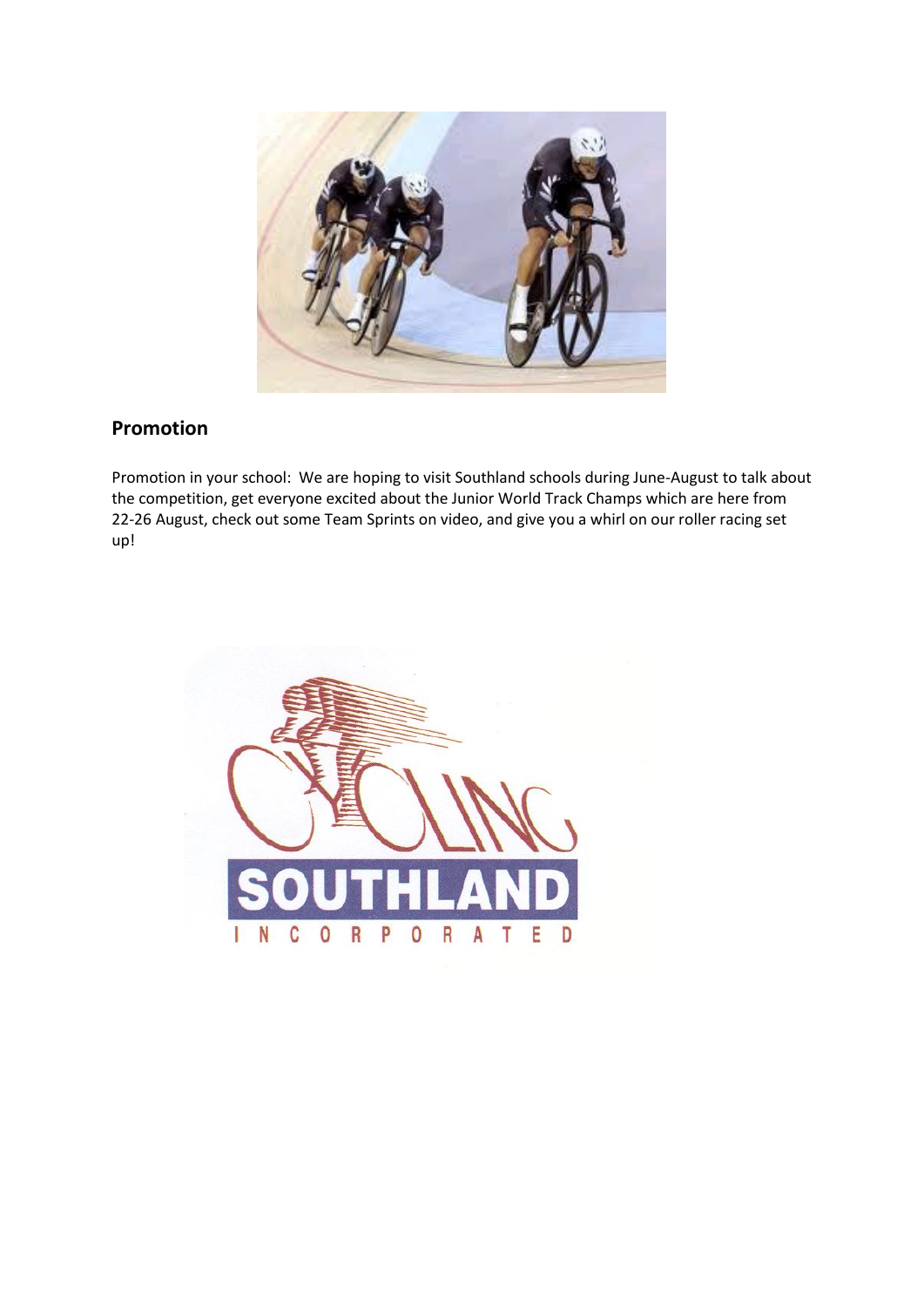## Promotion

Promotion in your school: We are hoping to visit Southland schools during June-August to talk about the competition, get everyone excited about the Junior World Track Champs which are here from 22-26 August, check out some Team Sprints on video, and give you a whirl on our roller racing set up!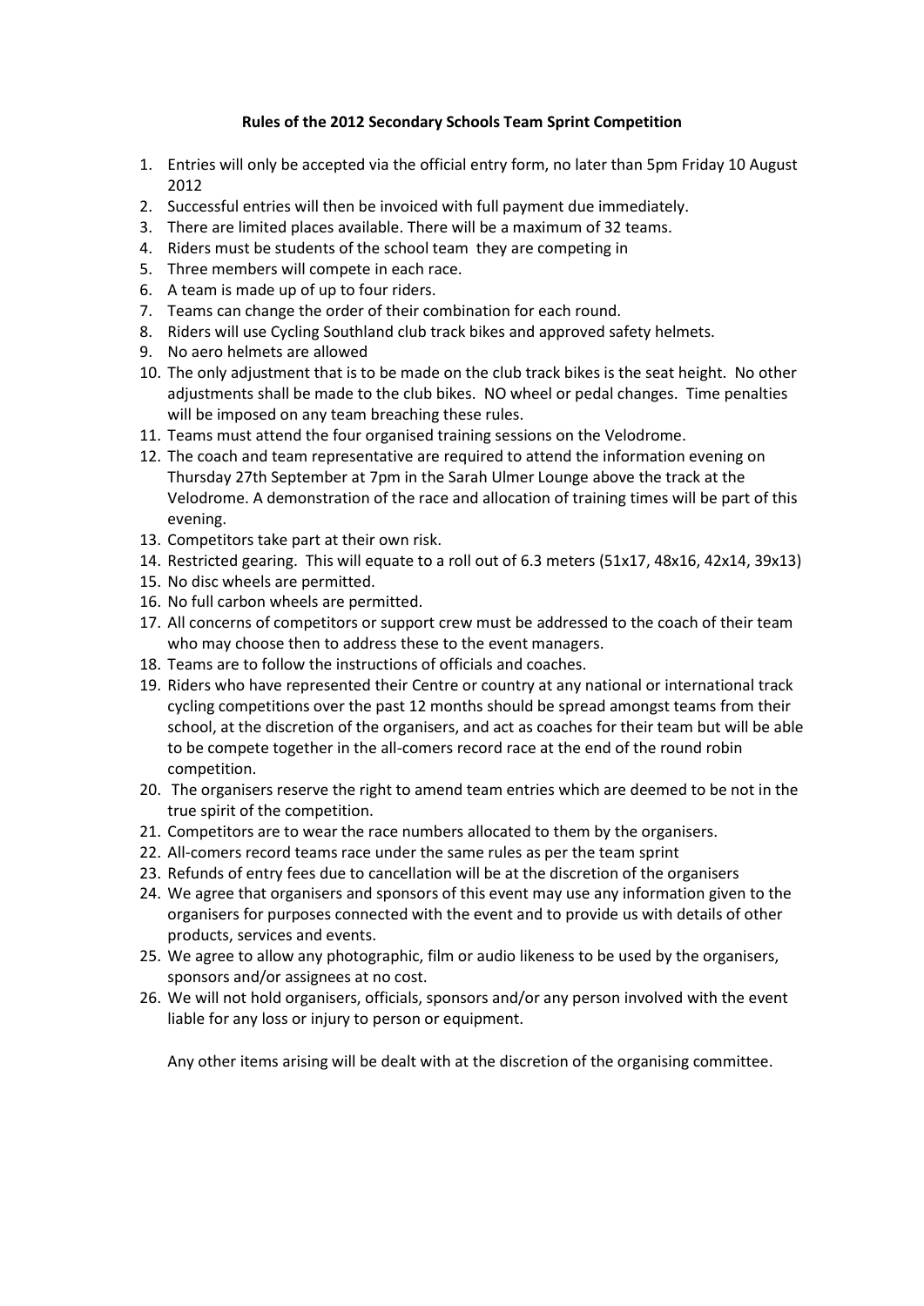**Rules of the 2012 Secondary Schools Team Sprint Competition**

1. Entries will only be accepted via the official entry form, no later than 5pm Friday 10 August 2012
2. Successful entries will then be invoiced with full payment due immediately.
3. There are limited places available. There will be a maximum of 32 teams.
4. Riders must be students of the school team they are competing in
5. Three members will compete in each race.
6. A team is made up of up to four riders.
7. Teams can change the order of their combination for each round.
8. Riders will use Cycling Southland club track bikes and approved safety helmets.
9. No aero helmets are allowed
10. The only adjustment that is to be made on the club track bikes is the seat height. No other adjustments shall be made to the club bikes. NO wheel or pedal changes. Time penalties will be imposed on any team breaching these rules.
11. Teams must attend the four organised training sessions on the Velodrome.
12. The coach and team representative are required to attend the information evening on Thursday 27th September at 7pm in the Sarah Ulmer Lounge above the track at the Velodrome. A demonstration of the race and allocation of training times will be part of this evening.
13. Competitors take part at their own risk.
14. Restricted gearing. This will equate to a roll out of 6.3 meters (51x17, 48x16, 42x14, 39x13)
15. No disc wheels are permitted.
16. No full carbon wheels are permitted.
17. All concerns of competitors or support crew must be addressed to the coach of their team who may choose then to address these to the event managers.
18. Teams are to follow the instructions of officials and coaches.
19. Riders who have represented their Centre or country at any national or international track cycling competitions over the past 12 months should be spread amongst teams from their school, at the discretion of the organisers, and act as coaches for their team but will be able to be compete together in the all-comers record race at the end of the round robin competition.
20. The organisers reserve the right to amend team entries which are deemed to be not in the true spirit of the competition.
21. Competitors are to wear the race numbers allocated to them by the organisers.
22. All-comers record teams race under the same rules as per the team sprint
23. Refunds of entry fees due to cancellation will be at the discretion of the organisers
24. We agree that organisers and sponsors of this event may use any information given to the organisers for purposes connected with the event and to provide us with details of other products, services and events.
25. We agree to allow any photographic, film or audio likeness to be used by the organisers, sponsors and/or assignees at no cost.
26. We will not hold organisers, officials, sponsors and/or any person involved with the event liable for any loss or injury to person or equipment.

Any other items arising will be dealt with at the discretion of the organising committee.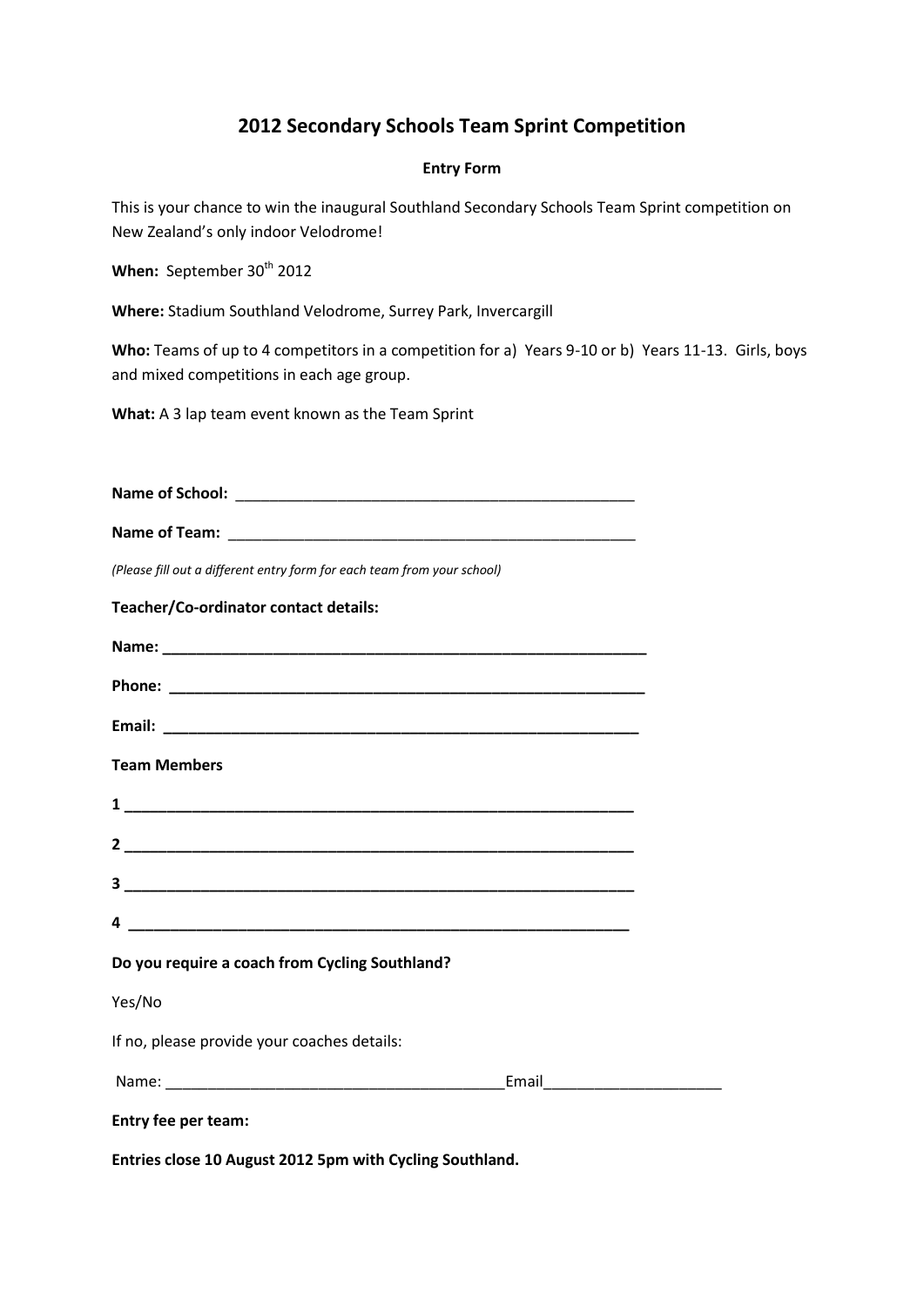# 2012 Secondary Schools Team Sprint Competition

**Entry Form**

This is your chance to win the inaugural Southland Secondary Schools Team Sprint competition on New Zealand's only indoor Velodrome!

**When:** September 30th 2012

**Where:** Stadium Southland Velodrome, Surrey Park, Invercargill

**Who:** Teams of up to 4 competitors in a competition for a) Years 9-10 or b) Years 11-13. Girls, boys and mixed competitions in each age group.

**What:** A 3 lap team event known as the Team Sprint

**Name of School:** _______________________________________________

**Name of Team:** ________________________________________________

*(Please fill out a different entry form for each team from your school)*

**Teacher/Co-ordinator contact details:**

**Name:** _______________________________________________________

**Phone:** ______________________________________________________

**Email:** ______________________________________________________

**Team Members**

**1** _________________________________________________________

**2** _________________________________________________________

**3** _________________________________________________________

**4** _________________________________________________________

**Do you require a coach from Cycling Southland?**

Yes/No

If no, please provide your coaches details:

Name: _________________________________________Email_____________________

**Entry fee per team:**

**Entries close 10 August 2012 5pm with Cycling Southland.**